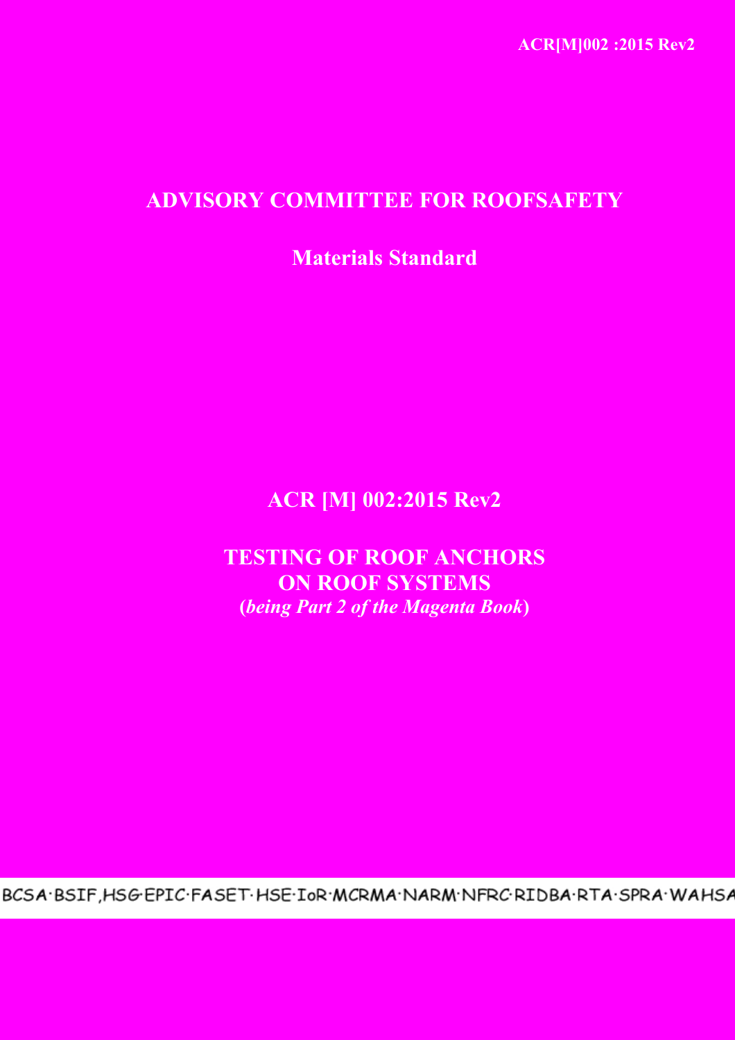ACR[M]002 :2015 Rev2

# ADVISORY COMMITTEE FOR ROOFSAFETY

## Materials Standard

## ACR [M] 002:2015 Rev2

## TESTING OF ROOF ANCHORS ON ROOF SYSTEMS

**(*being Part 2 of the Magenta Book*)**

BCSA·BSIF,HSG·EPIC·FASET·HSE·IoR·MCRMA·NARM·NFRC·RIDBA·RTA·SPRA·WAHSA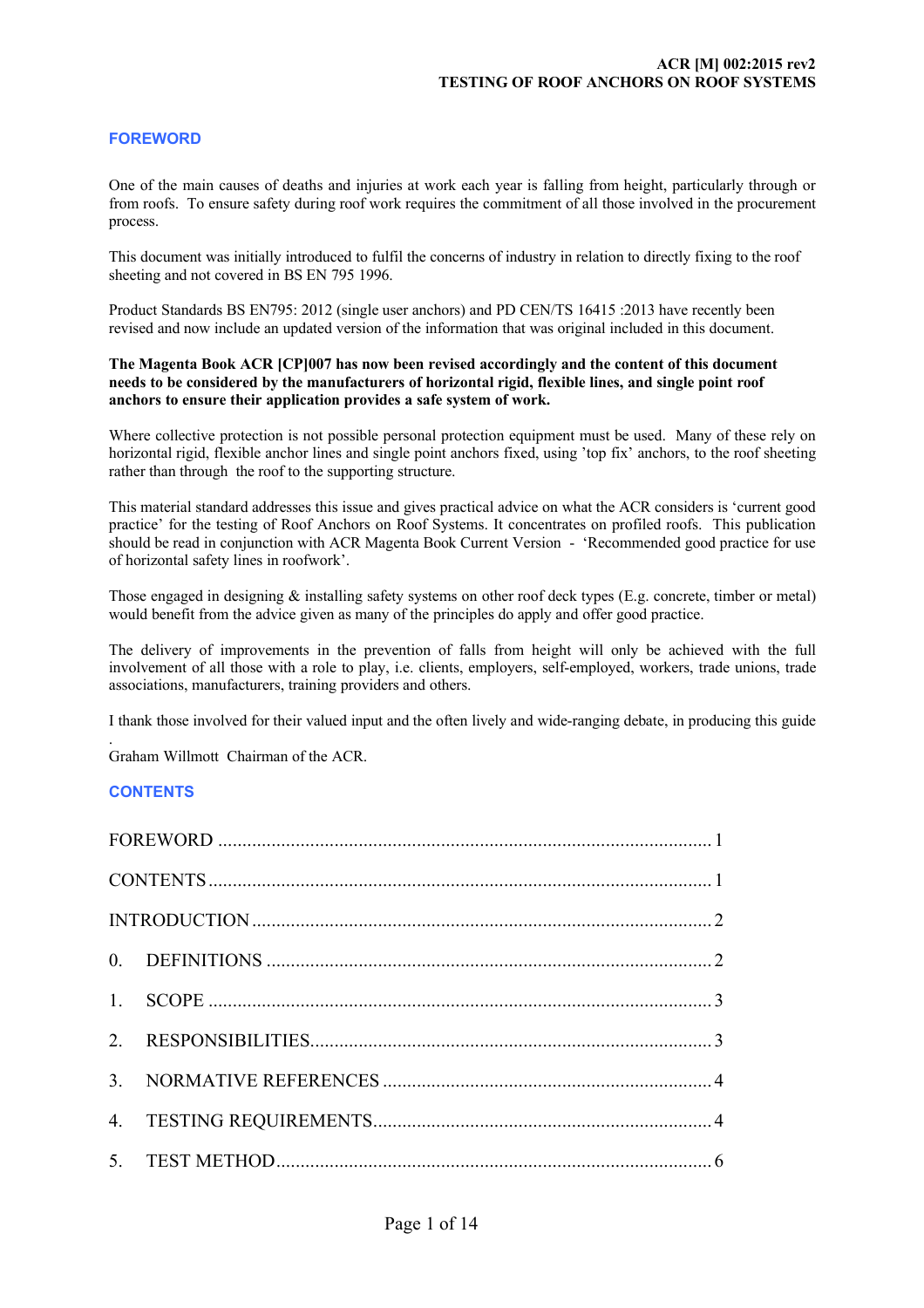## FOREWORD

One of the main causes of deaths and injuries at work each year is falling from height, particularly through or from roofs. To ensure safety during roof work requires the commitment of all those involved in the procurement process.

This document was initially introduced to fulfil the concerns of industry in relation to directly fixing to the roof sheeting and not covered in BS EN 795 1996.

Product Standards BS EN795: 2012 (single user anchors) and PD CEN/TS 16415 :2013 have recently been revised and now include an updated version of the information that was original included in this document.

**The Magenta Book ACR [CP|007 has now been revised accordingly and the content of this document needs to be considered by the manufacturers of horizontal rigid, flexible lines, and single point roof anchors to ensure their application provides a safe system of work.**

Where collective protection is not possible personal protection equipment must be used. Many of these rely on horizontal rigid, flexible anchor lines and single point anchors fixed, using 'top fix' anchors, to the roof sheeting rather than through the roof to the supporting structure.

This material standard addresses this issue and gives practical advice on what the ACR considers is 'current good practice' for the testing of Roof Anchors on Roof Systems. It concentrates on profiled roofs. This publication should be read in conjunction with ACR Magenta Book Current Version - 'Recommended good practice for use of horizontal safety lines in roofwork'.

Those engaged in designing & installing safety systems on other roof deck types (E.g. concrete, timber or metal) would benefit from the advice given as many of the principles do apply and offer good practice.

The delivery of improvements in the prevention of falls from height will only be achieved with the full involvement of all those with a role to play, i.e. clients, employers, self-employed, workers, trade unions, trade associations, manufacturers, training providers and others.

I thank those involved for their valued input and the often lively and wide-ranging debate, in producing this guide

.
Graham Willmott Chairman of the ACR.

## CONTENTS

FOREWORD ........................................................................................ 1

CONTENTS ........................................................................................ 1

INTRODUCTION ................................................................................ 2

0. DEFINITIONS ................................................................................ 2

1. SCOPE ........................................................................................ 3

2. RESPONSIBILITIES........................................................................ 3

3. NORMATIVE REFERENCES ........................................................... 4

4. TESTING REQUIREMENTS............................................................. 4

5. TEST METHOD.............................................................................. 6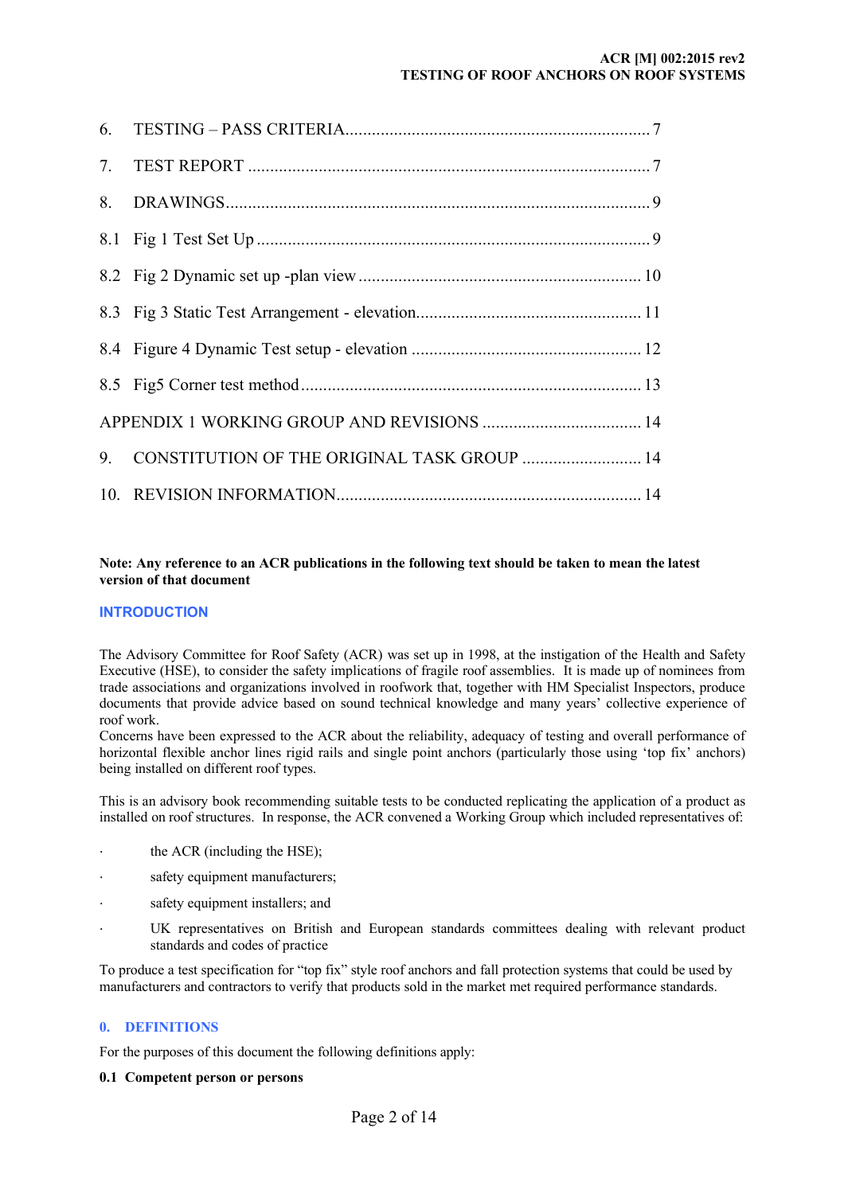6. TESTING – PASS CRITERIA .................................................................... 7

7. TEST REPORT ......................................................................................... 7

8. DRAWINGS ............................................................................................. 9

8.1 Fig 1 Test Set Up ....................................................................................... 9

8.2 Fig 2 Dynamic set up -plan view ............................................................. 10

8.3 Fig 3 Static Test Arrangement - elevation ................................................ 11

8.4 Figure 4 Dynamic Test setup - elevation .................................................. 12

8.5 Fig5 Corner test method ........................................................................... 13

APPENDIX 1 WORKING GROUP AND REVISIONS .................................. 14

9. CONSTITUTION OF THE ORIGINAL TASK GROUP ............................ 14

10. REVISION INFORMATION ................................................................... 14

**Note: Any reference to an ACR publications in the following text should be taken to mean the latest version of that document**

## INTRODUCTION

The Advisory Committee for Roof Safety (ACR) was set up in 1998, at the instigation of the Health and Safety Executive (HSE), to consider the safety implications of fragile roof assemblies. It is made up of nominees from trade associations and organizations involved in roofwork that, together with HM Specialist Inspectors, produce documents that provide advice based on sound technical knowledge and many years' collective experience of roof work.
Concerns have been expressed to the ACR about the reliability, adequacy of testing and overall performance of horizontal flexible anchor lines rigid rails and single point anchors (particularly those using 'top fix' anchors) being installed on different roof types.

This is an advisory book recommending suitable tests to be conducted replicating the application of a product as installed on roof structures. In response, the ACR convened a Working Group which included representatives of:

- the ACR (including the HSE);
- safety equipment manufacturers;
- safety equipment installers; and
- UK representatives on British and European standards committees dealing with relevant product standards and codes of practice

To produce a test specification for "top fix" style roof anchors and fall protection systems that could be used by manufacturers and contractors to verify that products sold in the market met required performance standards.

## 0. DEFINITIONS

For the purposes of this document the following definitions apply:

**0.1 Competent person or persons**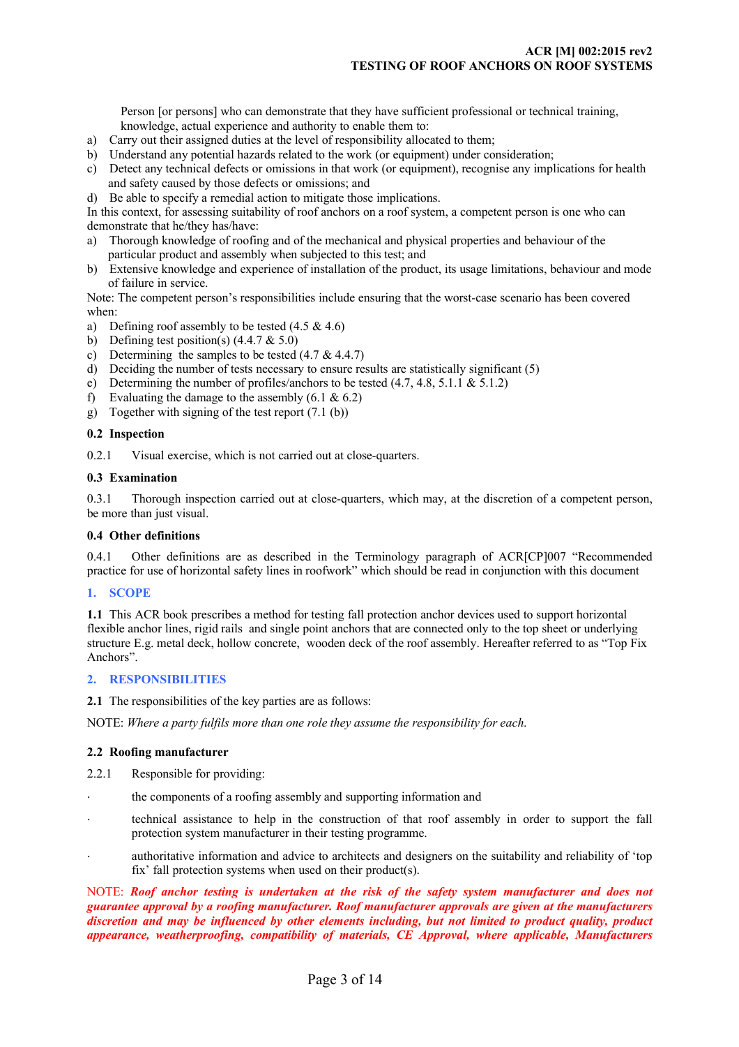Person [or persons] who can demonstrate that they have sufficient professional or technical training, knowledge, actual experience and authority to enable them to:

a) Carry out their assigned duties at the level of responsibility allocated to them;
b) Understand any potential hazards related to the work (or equipment) under consideration;
c) Detect any technical defects or omissions in that work (or equipment), recognise any implications for health and safety caused by those defects or omissions; and
d) Be able to specify a remedial action to mitigate those implications.

In this context, for assessing suitability of roof anchors on a roof system, a competent person is one who can demonstrate that he/they has/have:

a) Thorough knowledge of roofing and of the mechanical and physical properties and behaviour of the particular product and assembly when subjected to this test; and
b) Extensive knowledge and experience of installation of the product, its usage limitations, behaviour and mode of failure in service.

Note: The competent person's responsibilities include ensuring that the worst-case scenario has been covered when:

a) Defining roof assembly to be tested (4.5 & 4.6)
b) Defining test position(s) (4.4.7 & 5.0)
c) Determining the samples to be tested (4.7 & 4.4.7)
d) Deciding the number of tests necessary to ensure results are statistically significant (5)
e) Determining the number of profiles/anchors to be tested (4.7, 4.8, 5.1.1 & 5.1.2)
f) Evaluating the damage to the assembly (6.1 & 6.2)
g) Together with signing of the test report (7.1 (b))

### 0.2 Inspection

0.2.1 Visual exercise, which is not carried out at close-quarters.

### 0.3 Examination

0.3.1 Thorough inspection carried out at close-quarters, which may, at the discretion of a competent person, be more than just visual.

### 0.4 Other definitions

0.4.1 Other definitions are as described in the Terminology paragraph of ACR[CP]007 "Recommended practice for use of horizontal safety lines in roofwork" which should be read in conjunction with this document

## 1. SCOPE

**1.1** This ACR book prescribes a method for testing fall protection anchor devices used to support horizontal flexible anchor lines, rigid rails and single point anchors that are connected only to the top sheet or underlying structure E.g. metal deck, hollow concrete, wooden deck of the roof assembly. Hereafter referred to as "Top Fix Anchors".

## 2. RESPONSIBILITIES

**2.1** The responsibilities of the key parties are as follows:

NOTE: *Where a party fulfils more than one role they assume the responsibility for each.*

### 2.2 Roofing manufacturer

2.2.1 Responsible for providing:

- the components of a roofing assembly and supporting information and
- technical assistance to help in the construction of that roof assembly in order to support the fall protection system manufacturer in their testing programme.
- authoritative information and advice to architects and designers on the suitability and reliability of 'top fix' fall protection systems when used on their product(s).

NOTE: ***Roof anchor testing is undertaken at the risk of the safety system manufacturer and does not guarantee approval by a roofing manufacturer. Roof manufacturer approvals are given at the manufacturers discretion and may be influenced by other elements including, but not limited to product quality, product appearance, weatherproofing, compatibility of materials, CE Approval, where applicable, Manufacturers***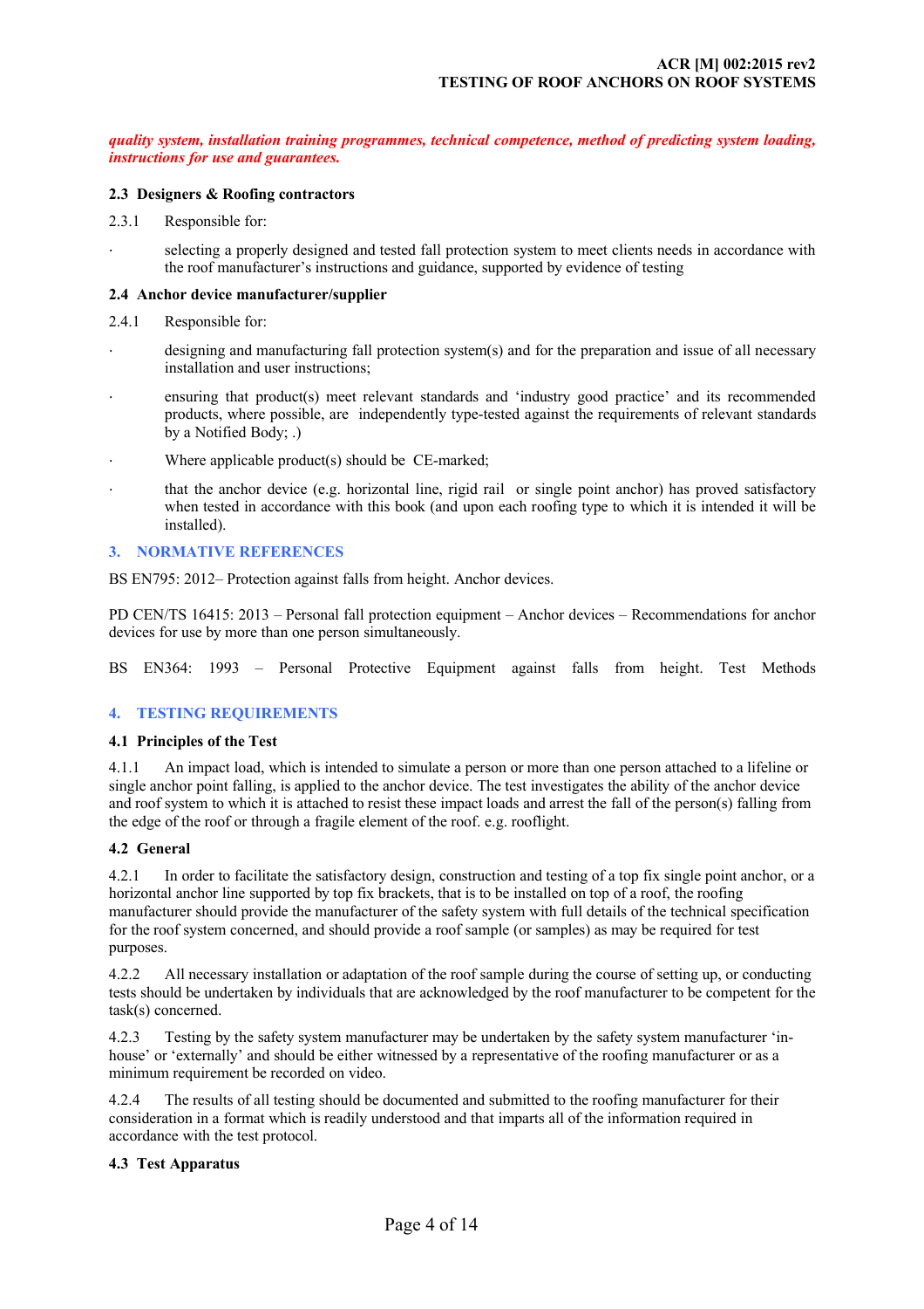***quality system, installation training programmes, technical competence, method of predicting system loading, instructions for use and guarantees.***

### 2.3 Designers & Roofing contractors

2.3.1 Responsible for:

- selecting a properly designed and tested fall protection system to meet clients needs in accordance with the roof manufacturer's instructions and guidance, supported by evidence of testing

### 2.4 Anchor device manufacturer/supplier

2.4.1 Responsible for:

- designing and manufacturing fall protection system(s) and for the preparation and issue of all necessary installation and user instructions;
- ensuring that product(s) meet relevant standards and 'industry good practice' and its recommended products, where possible, are independently type-tested against the requirements of relevant standards by a Notified Body; .)
- Where applicable product(s) should be CE-marked;
- that the anchor device (e.g. horizontal line, rigid rail or single point anchor) has proved satisfactory when tested in accordance with this book (and upon each roofing type to which it is intended it will be installed).

## 3. NORMATIVE REFERENCES

BS EN795: 2012– Protection against falls from height. Anchor devices.

PD CEN/TS 16415: 2013 – Personal fall protection equipment – Anchor devices – Recommendations for anchor devices for use by more than one person simultaneously.

BS EN364: 1993 – Personal Protective Equipment against falls from height. Test Methods

## 4. TESTING REQUIREMENTS

### 4.1 Principles of the Test

4.1.1 An impact load, which is intended to simulate a person or more than one person attached to a lifeline or single anchor point falling, is applied to the anchor device. The test investigates the ability of the anchor device and roof system to which it is attached to resist these impact loads and arrest the fall of the person(s) falling from the edge of the roof or through a fragile element of the roof. e.g. rooflight.

### 4.2 General

4.2.1 In order to facilitate the satisfactory design, construction and testing of a top fix single point anchor, or a horizontal anchor line supported by top fix brackets, that is to be installed on top of a roof, the roofing manufacturer should provide the manufacturer of the safety system with full details of the technical specification for the roof system concerned, and should provide a roof sample (or samples) as may be required for test purposes.

4.2.2 All necessary installation or adaptation of the roof sample during the course of setting up, or conducting tests should be undertaken by individuals that are acknowledged by the roof manufacturer to be competent for the task(s) concerned.

4.2.3 Testing by the safety system manufacturer may be undertaken by the safety system manufacturer 'in-house' or 'externally' and should be either witnessed by a representative of the roofing manufacturer or as a minimum requirement be recorded on video.

4.2.4 The results of all testing should be documented and submitted to the roofing manufacturer for their consideration in a format which is readily understood and that imparts all of the information required in accordance with the test protocol.

### 4.3 Test Apparatus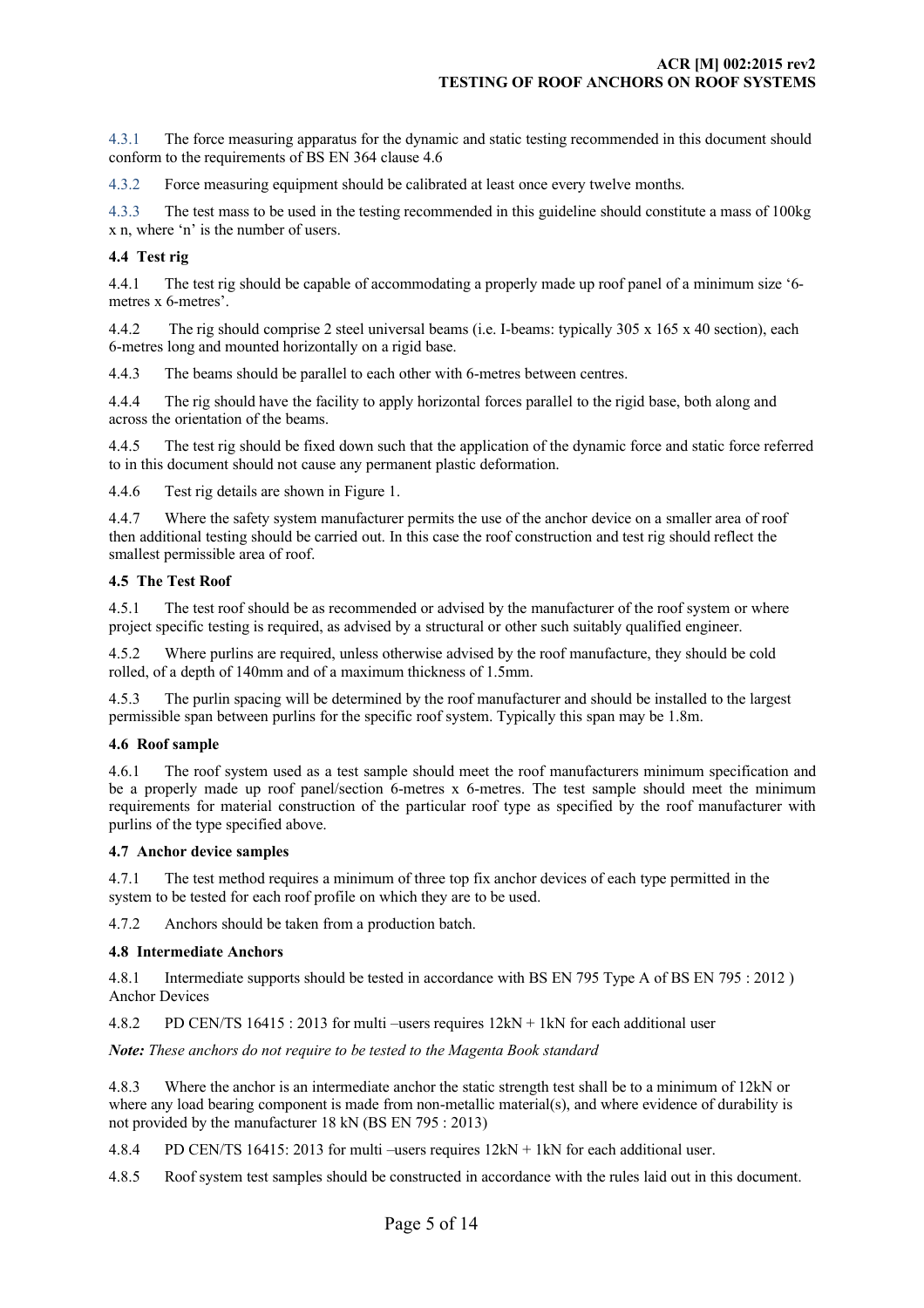4.3.1 The force measuring apparatus for the dynamic and static testing recommended in this document should conform to the requirements of BS EN 364 clause 4.6

4.3.2 Force measuring equipment should be calibrated at least once every twelve months.

4.3.3 The test mass to be used in the testing recommended in this guideline should constitute a mass of 100kg x n, where 'n' is the number of users.

### 4.4 Test rig

4.4.1 The test rig should be capable of accommodating a properly made up roof panel of a minimum size '6-metres x 6-metres'.

4.4.2 The rig should comprise 2 steel universal beams (i.e. I-beams: typically 305 x 165 x 40 section), each 6-metres long and mounted horizontally on a rigid base.

4.4.3 The beams should be parallel to each other with 6-metres between centres.

4.4.4 The rig should have the facility to apply horizontal forces parallel to the rigid base, both along and across the orientation of the beams.

4.4.5 The test rig should be fixed down such that the application of the dynamic force and static force referred to in this document should not cause any permanent plastic deformation.

4.4.6 Test rig details are shown in Figure 1.

4.4.7 Where the safety system manufacturer permits the use of the anchor device on a smaller area of roof then additional testing should be carried out. In this case the roof construction and test rig should reflect the smallest permissible area of roof.

### 4.5 The Test Roof

4.5.1 The test roof should be as recommended or advised by the manufacturer of the roof system or where project specific testing is required, as advised by a structural or other such suitably qualified engineer.

4.5.2 Where purlins are required, unless otherwise advised by the roof manufacture, they should be cold rolled, of a depth of 140mm and of a maximum thickness of 1.5mm.

4.5.3 The purlin spacing will be determined by the roof manufacturer and should be installed to the largest permissible span between purlins for the specific roof system. Typically this span may be 1.8m.

### 4.6 Roof sample

4.6.1 The roof system used as a test sample should meet the roof manufacturers minimum specification and be a properly made up roof panel/section 6-metres x 6-metres. The test sample should meet the minimum requirements for material construction of the particular roof type as specified by the roof manufacturer with purlins of the type specified above.

### 4.7 Anchor device samples

4.7.1 The test method requires a minimum of three top fix anchor devices of each type permitted in the system to be tested for each roof profile on which they are to be used.

4.7.2 Anchors should be taken from a production batch.

### 4.8 Intermediate Anchors

4.8.1 Intermediate supports should be tested in accordance with BS EN 795 Type A of BS EN 795 : 2012 ) Anchor Devices

4.8.2 PD CEN/TS 16415 : 2013 for multi –users requires 12kN + 1kN for each additional user

***Note:*** *These anchors do not require to be tested to the Magenta Book standard*

4.8.3 Where the anchor is an intermediate anchor the static strength test shall be to a minimum of 12kN or where any load bearing component is made from non-metallic material(s), and where evidence of durability is not provided by the manufacturer 18 kN (BS EN 795 : 2013)

4.8.4 PD CEN/TS 16415: 2013 for multi –users requires 12kN + 1kN for each additional user.

4.8.5 Roof system test samples should be constructed in accordance with the rules laid out in this document.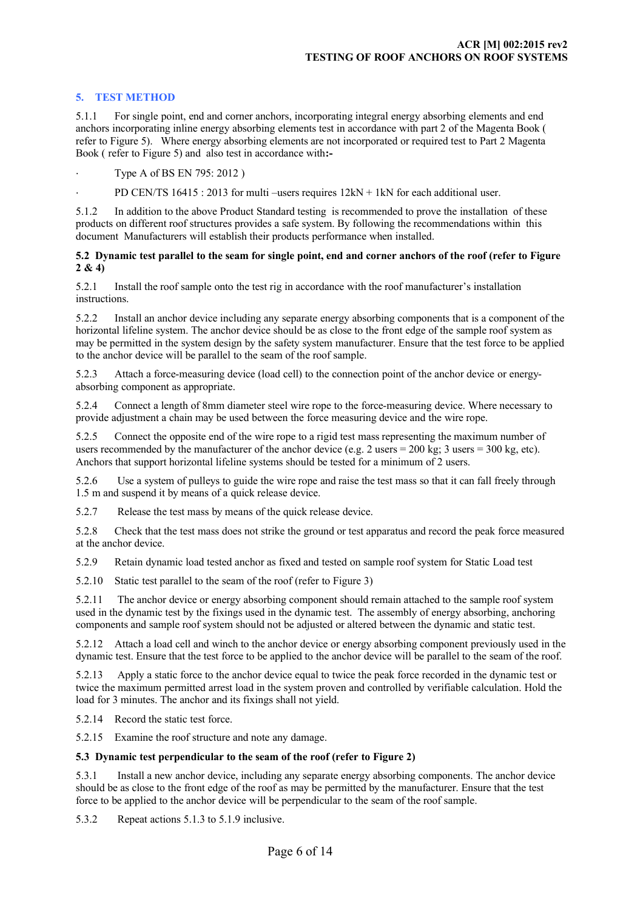## 5. TEST METHOD

5.1.1 For single point, end and corner anchors, incorporating integral energy absorbing elements and end anchors incorporating inline energy absorbing elements test in accordance with part 2 of the Magenta Book ( refer to Figure 5). Where energy absorbing elements are not incorporated or required test to Part 2 Magenta Book ( refer to Figure 5) and also test in accordance with**:-**

- Type A of BS EN 795: 2012 )
- PD CEN/TS 16415 : 2013 for multi –users requires 12kN + 1kN for each additional user.

5.1.2 In addition to the above Product Standard testing is recommended to prove the installation of these products on different roof structures provides a safe system. By following the recommendations within this document Manufacturers will establish their products performance when installed.

**5.2 Dynamic test parallel to the seam for single point, end and corner anchors of the roof (refer to Figure 2 & 4)**

5.2.1 Install the roof sample onto the test rig in accordance with the roof manufacturer's installation instructions.

5.2.2 Install an anchor device including any separate energy absorbing components that is a component of the horizontal lifeline system. The anchor device should be as close to the front edge of the sample roof system as may be permitted in the system design by the safety system manufacturer. Ensure that the test force to be applied to the anchor device will be parallel to the seam of the roof sample.

5.2.3 Attach a force-measuring device (load cell) to the connection point of the anchor device or energy-absorbing component as appropriate.

5.2.4 Connect a length of 8mm diameter steel wire rope to the force-measuring device. Where necessary to provide adjustment a chain may be used between the force measuring device and the wire rope.

5.2.5 Connect the opposite end of the wire rope to a rigid test mass representing the maximum number of users recommended by the manufacturer of the anchor device (e.g. 2 users = 200 kg; 3 users = 300 kg, etc). Anchors that support horizontal lifeline systems should be tested for a minimum of 2 users.

5.2.6 Use a system of pulleys to guide the wire rope and raise the test mass so that it can fall freely through 1.5 m and suspend it by means of a quick release device.

5.2.7 Release the test mass by means of the quick release device.

5.2.8 Check that the test mass does not strike the ground or test apparatus and record the peak force measured at the anchor device.

5.2.9 Retain dynamic load tested anchor as fixed and tested on sample roof system for Static Load test

5.2.10 Static test parallel to the seam of the roof (refer to Figure 3)

5.2.11 The anchor device or energy absorbing component should remain attached to the sample roof system used in the dynamic test by the fixings used in the dynamic test. The assembly of energy absorbing, anchoring components and sample roof system should not be adjusted or altered between the dynamic and static test.

5.2.12 Attach a load cell and winch to the anchor device or energy absorbing component previously used in the dynamic test. Ensure that the test force to be applied to the anchor device will be parallel to the seam of the roof.

5.2.13 Apply a static force to the anchor device equal to twice the peak force recorded in the dynamic test or twice the maximum permitted arrest load in the system proven and controlled by verifiable calculation. Hold the load for 3 minutes. The anchor and its fixings shall not yield.

5.2.14 Record the static test force.

5.2.15 Examine the roof structure and note any damage.

**5.3 Dynamic test perpendicular to the seam of the roof (refer to Figure 2)**

5.3.1 Install a new anchor device, including any separate energy absorbing components. The anchor device should be as close to the front edge of the roof as may be permitted by the manufacturer. Ensure that the test force to be applied to the anchor device will be perpendicular to the seam of the roof sample.

5.3.2 Repeat actions 5.1.3 to 5.1.9 inclusive.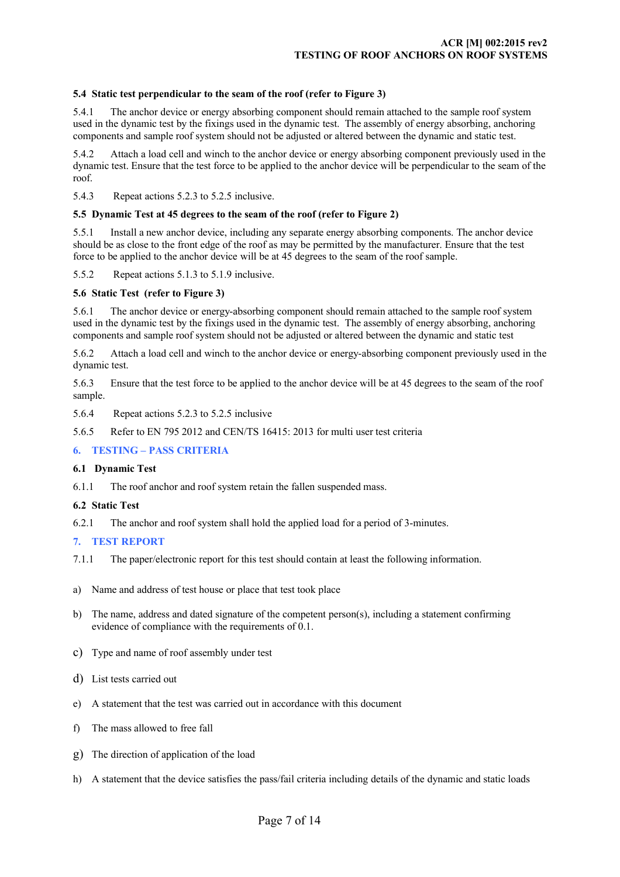### 5.4 Static test perpendicular to the seam of the roof (refer to Figure 3)

5.4.1 The anchor device or energy absorbing component should remain attached to the sample roof system used in the dynamic test by the fixings used in the dynamic test. The assembly of energy absorbing, anchoring components and sample roof system should not be adjusted or altered between the dynamic and static test.

5.4.2 Attach a load cell and winch to the anchor device or energy absorbing component previously used in the dynamic test. Ensure that the test force to be applied to the anchor device will be perpendicular to the seam of the roof.

5.4.3 Repeat actions 5.2.3 to 5.2.5 inclusive.

### 5.5 Dynamic Test at 45 degrees to the seam of the roof (refer to Figure 2)

5.5.1 Install a new anchor device, including any separate energy absorbing components. The anchor device should be as close to the front edge of the roof as may be permitted by the manufacturer. Ensure that the test force to be applied to the anchor device will be at 45 degrees to the seam of the roof sample.

5.5.2 Repeat actions 5.1.3 to 5.1.9 inclusive.

### 5.6 Static Test (refer to Figure 3)

5.6.1 The anchor device or energy-absorbing component should remain attached to the sample roof system used in the dynamic test by the fixings used in the dynamic test. The assembly of energy absorbing, anchoring components and sample roof system should not be adjusted or altered between the dynamic and static test

5.6.2 Attach a load cell and winch to the anchor device or energy-absorbing component previously used in the dynamic test.

5.6.3 Ensure that the test force to be applied to the anchor device will be at 45 degrees to the seam of the roof sample.

5.6.4 Repeat actions 5.2.3 to 5.2.5 inclusive

5.6.5 Refer to EN 795 2012 and CEN/TS 16415: 2013 for multi user test criteria

## 6. TESTING – PASS CRITERIA

### 6.1 Dynamic Test

6.1.1 The roof anchor and roof system retain the fallen suspended mass.

### 6.2 Static Test

6.2.1 The anchor and roof system shall hold the applied load for a period of 3-minutes.

## 7. TEST REPORT

7.1.1 The paper/electronic report for this test should contain at least the following information.

a) Name and address of test house or place that test took place

b) The name, address and dated signature of the competent person(s), including a statement confirming evidence of compliance with the requirements of 0.1.

c) Type and name of roof assembly under test

d) List tests carried out

e) A statement that the test was carried out in accordance with this document

f) The mass allowed to free fall

g) The direction of application of the load

h) A statement that the device satisfies the pass/fail criteria including details of the dynamic and static loads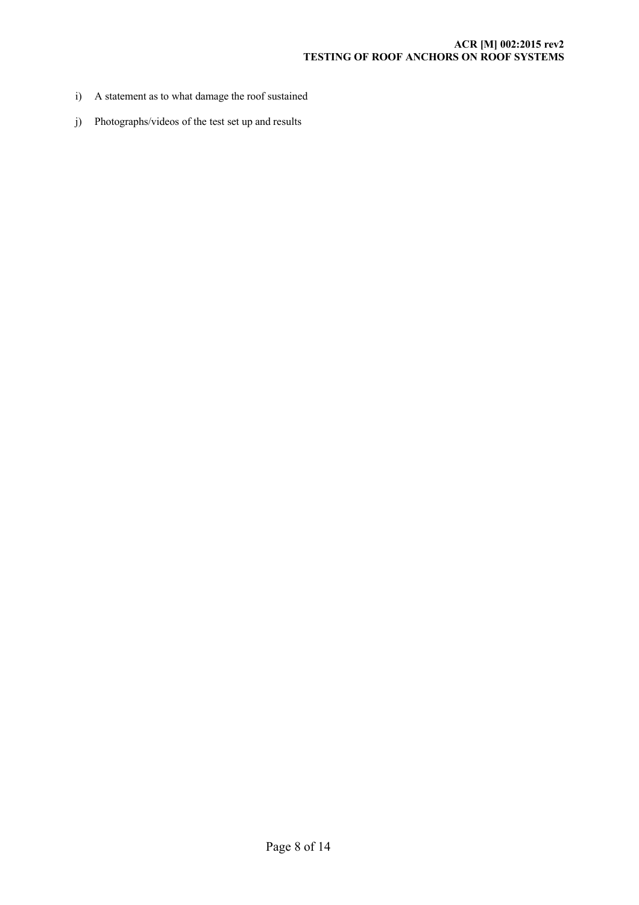i) A statement as to what damage the roof sustained

j) Photographs/videos of the test set up and results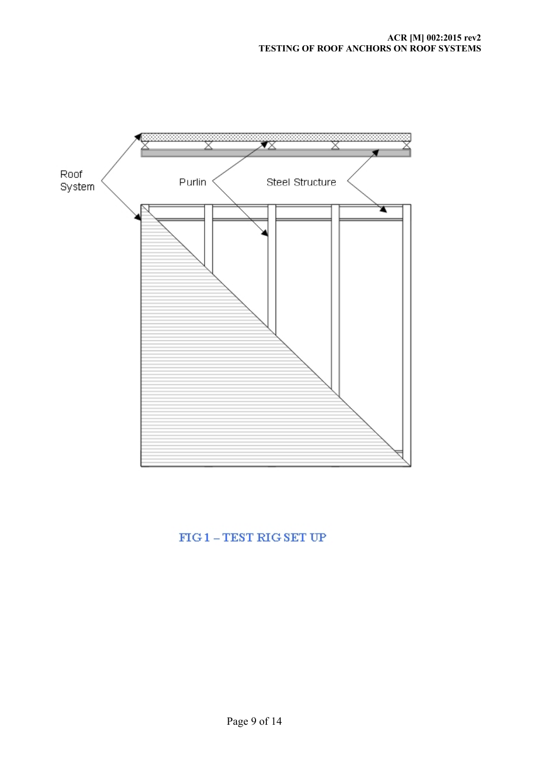FIG 1 – TEST RIG SET UP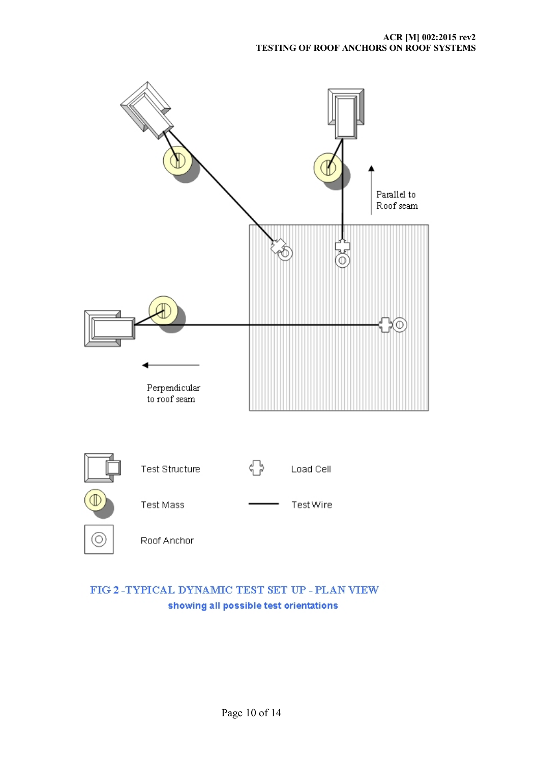FIG 2 -TYPICAL DYNAMIC TEST SET UP - PLAN VIEW

showing all possible test orientations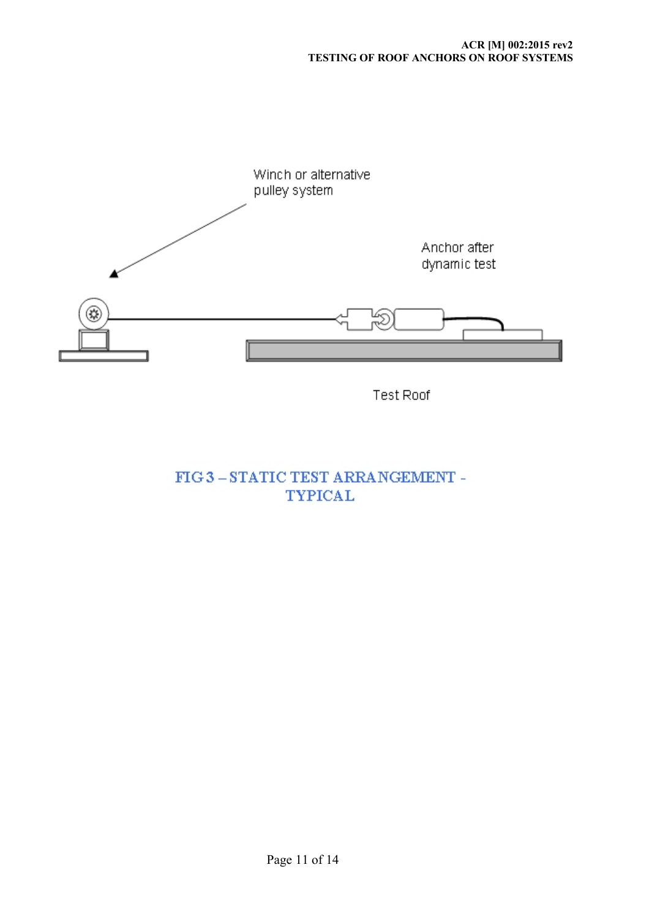Winch or alternative pulley system

Anchor after dynamic test

Test Roof

FIG 3 – STATIC TEST ARRANGEMENT - TYPICAL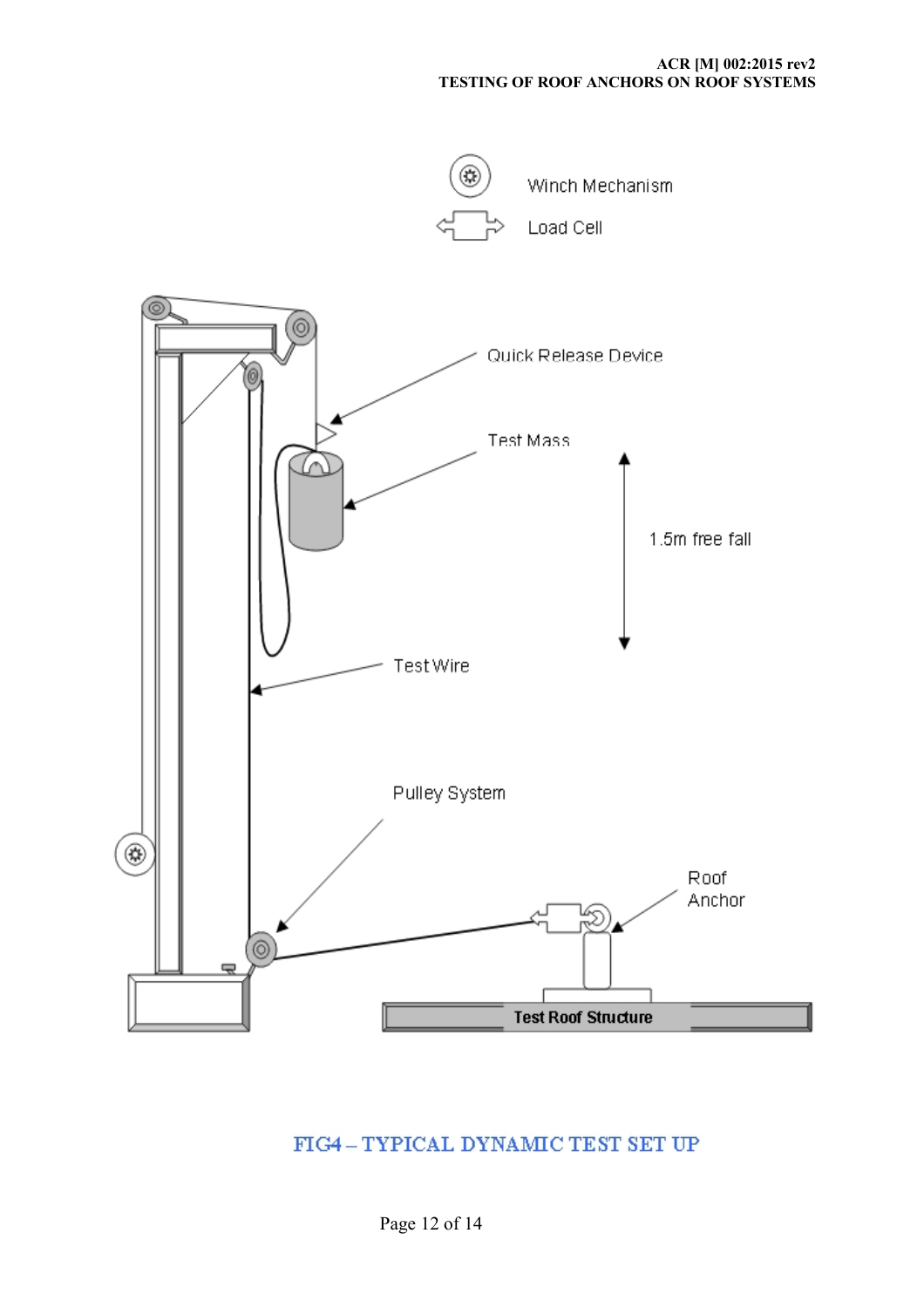Winch Mechanism

Load Cell

Quick Release Device

Test Mass

1.5m free fall

Test Wire

Pulley System

Roof Anchor

Test Roof Structure

FIG4 – TYPICAL DYNAMIC TEST SET UP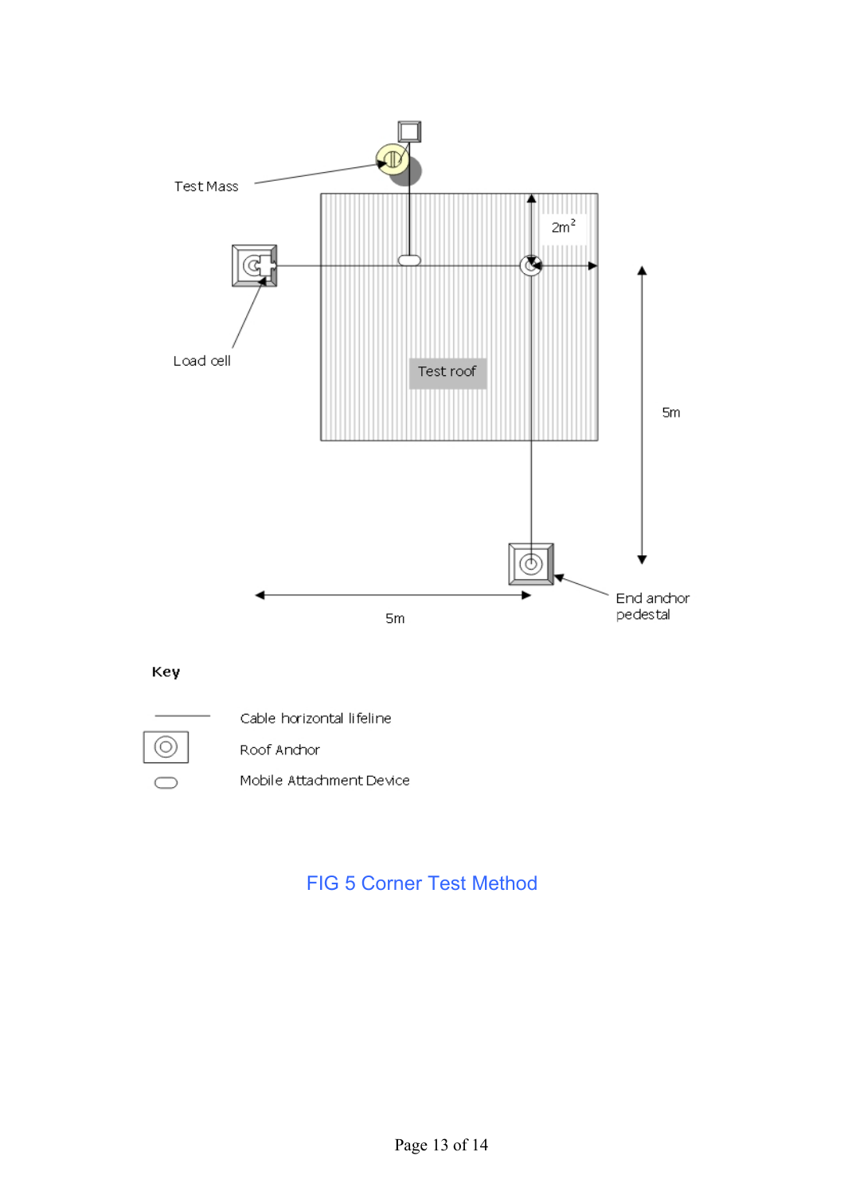Test Mass

Load cell

Test roof

$2m^2$

5m

5m

End anchor pedestal

**Key**

Cable horizontal lifeline

Roof Anchor

Mobile Attachment Device

FIG 5 Corner Test Method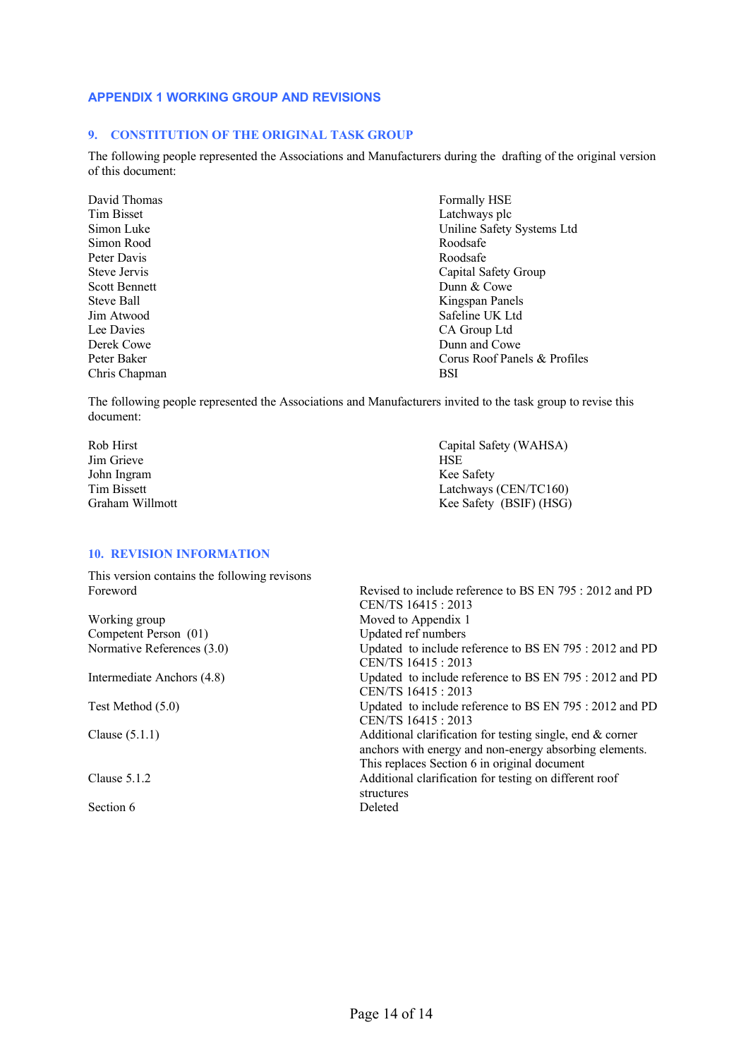## APPENDIX 1 WORKING GROUP AND REVISIONS

### 9. CONSTITUTION OF THE ORIGINAL TASK GROUP

The following people represented the Associations and Manufacturers during the drafting of the original version of this document:

| | |
|---|---|
| David Thomas | Formally HSE |
| Tim Bisset | Latchways plc |
| Simon Luke | Uniline Safety Systems Ltd |
| Simon Rood | Roodsafe |
| Peter Davis | Roodsafe |
| Steve Jervis | Capital Safety Group |
| Scott Bennett | Dunn & Cowe |
| Steve Ball | Kingspan Panels |
| Jim Atwood | Safeline UK Ltd |
| Lee Davies | CA Group Ltd |
| Derek Cowe | Dunn and Cowe |
| Peter Baker | Corus Roof Panels & Profiles |
| Chris Chapman | BSI |

The following people represented the Associations and Manufacturers invited to the task group to revise this document:

| | |
|---|---|
| Rob Hirst | Capital Safety (WAHSA) |
| Jim Grieve | HSE |
| John Ingram | Kee Safety |
| Tim Bissett | Latchways (CEN/TC160) |
| Graham Willmott | Kee Safety (BSIF) (HSG) |

### 10. REVISION INFORMATION

This version contains the following revisons

| | |
|---|---|
| Foreword | Revised to include reference to BS EN 795 : 2012 and PD CEN/TS 16415 : 2013 |
| Working group | Moved to Appendix 1 |
| Competent Person (01) | Updated ref numbers |
| Normative References (3.0) | Updated to include reference to BS EN 795 : 2012 and PD CEN/TS 16415 : 2013 |
| Intermediate Anchors (4.8) | Updated to include reference to BS EN 795 : 2012 and PD CEN/TS 16415 : 2013 |
| Test Method (5.0) | Updated to include reference to BS EN 795 : 2012 and PD CEN/TS 16415 : 2013 |
| Clause (5.1.1) | Additional clarification for testing single, end & corner anchors with energy and non-energy absorbing elements. This replaces Section 6 in original document |
| Clause 5.1.2 | Additional clarification for testing on different roof structures |
| Section 6 | Deleted |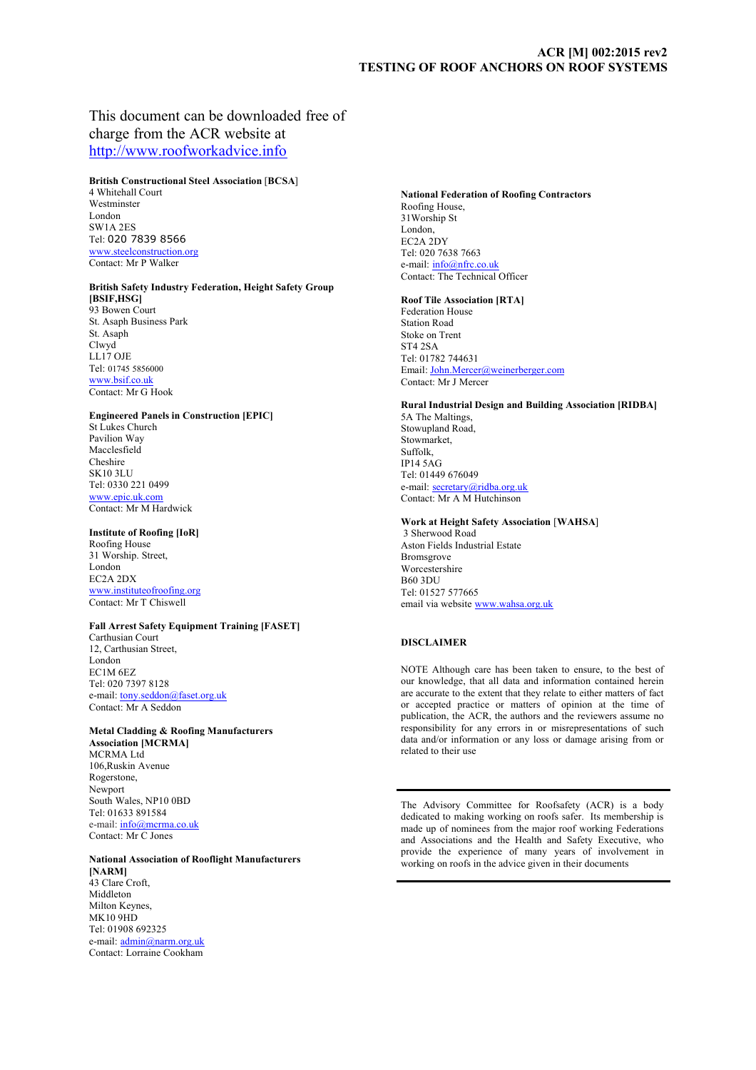This document can be downloaded free of charge from the ACR website at http://www.roofworkadvice.info

**British Constructional Steel Association** [**BCSA**]
4 Whitehall Court
Westminster
London
SW1A 2ES
Tel: 020 7839 8566
www.steelconstruction.org
Contact: Mr P Walker

**British Safety Industry Federation, Height Safety Group [BSIF,HSG]**
93 Bowen Court
St. Asaph Business Park
St. Asaph
Clwyd
LL17 OJE
Tel: 01745 5856000
www.bsif.co.uk
Contact: Mr G Hook

**Engineered Panels in Construction [EPIC]**
St Lukes Church
Pavilion Way
Macclesfield
Cheshire
SK10 3LU
Tel: 0330 221 0499
www.epic.uk.com
Contact: Mr M Hardwick

**Institute of Roofing [IoR]**
Roofing House
31 Worship. Street,
London
EC2A 2DX
www.instituteofroofing.org
Contact: Mr T Chiswell

**Fall Arrest Safety Equipment Training [FASET]**
Carthusian Court
12, Carthusian Street,
London
EC1M 6EZ
Tel: 020 7397 8128
e-mail: tony.seddon@faset.org.uk
Contact: Mr A Seddon

**Metal Cladding & Roofing Manufacturers Association [MCRMA]**
MCRMA Ltd
106,Ruskin Avenue
Rogerstone,
Newport
South Wales, NP10 0BD
Tel: 01633 891584
e-mail: info@mcrma.co.uk
Contact: Mr C Jones

**National Association of Rooflight Manufacturers [NARM]**
43 Clare Croft,
Middleton
Milton Keynes,
MK10 9HD
Tel: 01908 692325
e-mail: admin@narm.org.uk
Contact: Lorraine Cookham

**National Federation of Roofing Contractors**
Roofing House,
31Worship St
London,
EC2A 2DY
Tel: 020 7638 7663
e-mail: info@nfrc.co.uk
Contact: The Technical Officer

**Roof Tile Association [RTA]**
Federation House
Station Road
Stoke on Trent
ST4 2SA
Tel: 01782 744631
Email: John.Mercer@weinerberger.com
Contact: Mr J Mercer

**Rural Industrial Design and Building Association [RIDBA]**
5A The Maltings,
Stowupland Road,
Stowmarket,
Suffolk,
IP14 5AG
Tel: 01449 676049
e-mail: secretary@ridba.org.uk
Contact: Mr A M Hutchinson

**Work at Height Safety Association** [**WAHSA**]
3 Sherwood Road
Aston Fields Industrial Estate
Bromsgrove
Worcestershire
B60 3DU
Tel: 01527 577665
email via website www.wahsa.org.uk

**DISCLAIMER**

NOTE Although care has been taken to ensure, to the best of our knowledge, that all data and information contained herein are accurate to the extent that they relate to either matters of fact or accepted practice or matters of opinion at the time of publication, the ACR, the authors and the reviewers assume no responsibility for any errors in or misrepresentations of such data and/or information or any loss or damage arising from or related to their use

---

The Advisory Committee for Roofsafety (ACR) is a body dedicated to making working on roofs safer. Its membership is made up of nominees from the major roof working Federations and Associations and the Health and Safety Executive, who provide the experience of many years of involvement in working on roofs in the advice given in their documents

---